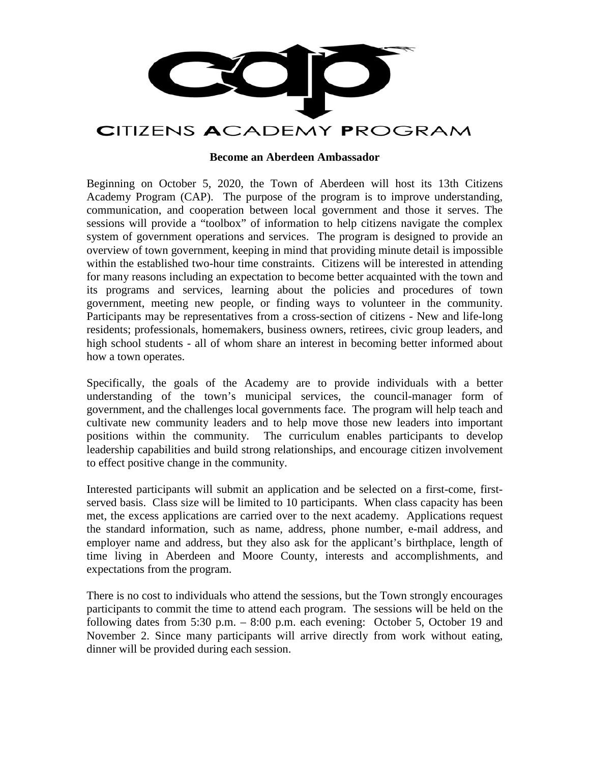# CITIZENS ACADEMY PROGRAM

**Become an Aberdeen Ambassador**

Beginning on October 5, 2020, the Town of Aberdeen will host its 13th Citizens Academy Program (CAP). The purpose of the program is to improve understanding, communication, and cooperation between local government and those it serves. The sessions will provide a "toolbox" of information to help citizens navigate the complex system of government operations and services. The program is designed to provide an overview of town government, keeping in mind that providing minute detail is impossible within the established two-hour time constraints. Citizens will be interested in attending for many reasons including an expectation to become better acquainted with the town and its programs and services, learning about the policies and procedures of town government, meeting new people, or finding ways to volunteer in the community. Participants may be representatives from a cross-section of citizens - New and life-long residents; professionals, homemakers, business owners, retirees, civic group leaders, and high school students - all of whom share an interest in becoming better informed about how a town operates.

Specifically, the goals of the Academy are to provide individuals with a better understanding of the town's municipal services, the council-manager form of government, and the challenges local governments face. The program will help teach and cultivate new community leaders and to help move those new leaders into important positions within the community. The curriculum enables participants to develop leadership capabilities and build strong relationships, and encourage citizen involvement to effect positive change in the community.

Interested participants will submit an application and be selected on a first-come, first-served basis. Class size will be limited to 10 participants. When class capacity has been met, the excess applications are carried over to the next academy. Applications request the standard information, such as name, address, phone number, e-mail address, and employer name and address, but they also ask for the applicant's birthplace, length of time living in Aberdeen and Moore County, interests and accomplishments, and expectations from the program.

There is no cost to individuals who attend the sessions, but the Town strongly encourages participants to commit the time to attend each program. The sessions will be held on the following dates from 5:30 p.m. – 8:00 p.m. each evening: October 5, October 19 and November 2. Since many participants will arrive directly from work without eating, dinner will be provided during each session.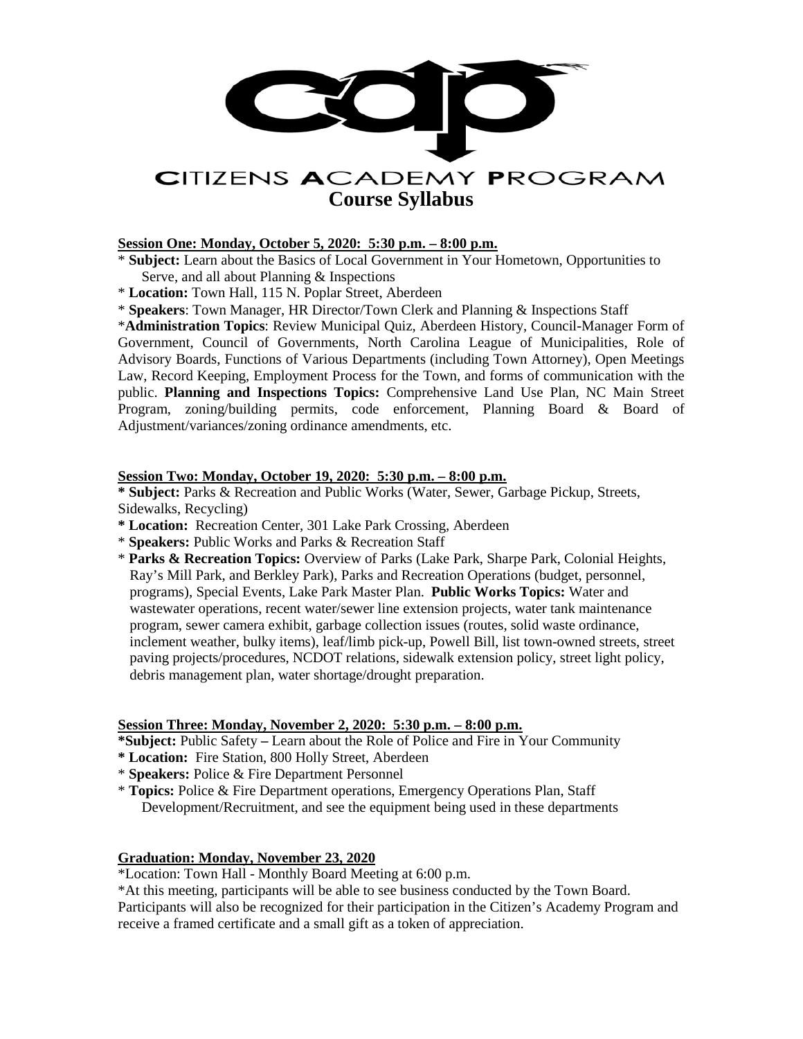# CITIZENS ACADEMY PROGRAM

## Course Syllabus

**Session One: Monday, October 5, 2020: 5:30 p.m. – 8:00 p.m.**

* **Subject:** Learn about the Basics of Local Government in Your Hometown, Opportunities to Serve, and all about Planning & Inspections
* **Location:** Town Hall, 115 N. Poplar Street, Aberdeen
* **Speakers**: Town Manager, HR Director/Town Clerk and Planning & Inspections Staff

***Administration Topics**: Review Municipal Quiz, Aberdeen History, Council-Manager Form of Government, Council of Governments, North Carolina League of Municipalities, Role of Advisory Boards, Functions of Various Departments (including Town Attorney), Open Meetings Law, Record Keeping, Employment Process for the Town, and forms of communication with the public. **Planning and Inspections Topics:** Comprehensive Land Use Plan, NC Main Street Program, zoning/building permits, code enforcement, Planning Board & Board of Adjustment/variances/zoning ordinance amendments, etc.

**Session Two: Monday, October 19, 2020: 5:30 p.m. – 8:00 p.m.**

* **Subject:** Parks & Recreation and Public Works (Water, Sewer, Garbage Pickup, Streets, Sidewalks, Recycling)
* **Location:** Recreation Center, 301 Lake Park Crossing, Aberdeen
* **Speakers:** Public Works and Parks & Recreation Staff
* **Parks & Recreation Topics:** Overview of Parks (Lake Park, Sharpe Park, Colonial Heights, Ray's Mill Park, and Berkley Park), Parks and Recreation Operations (budget, personnel, programs), Special Events, Lake Park Master Plan. **Public Works Topics:** Water and wastewater operations, recent water/sewer line extension projects, water tank maintenance program, sewer camera exhibit, garbage collection issues (routes, solid waste ordinance, inclement weather, bulky items), leaf/limb pick-up, Powell Bill, list town-owned streets, street paving projects/procedures, NCDOT relations, sidewalk extension policy, street light policy, debris management plan, water shortage/drought preparation.

**Session Three: Monday, November 2, 2020: 5:30 p.m. – 8:00 p.m.**

* **Subject:** Public Safety **–** Learn about the Role of Police and Fire in Your Community
* **Location:** Fire Station, 800 Holly Street, Aberdeen
* **Speakers:** Police & Fire Department Personnel
* **Topics:** Police & Fire Department operations, Emergency Operations Plan, Staff Development/Recruitment, and see the equipment being used in these departments

**Graduation: Monday, November 23, 2020**

*Location: Town Hall - Monthly Board Meeting at 6:00 p.m.

*At this meeting, participants will be able to see business conducted by the Town Board. Participants will also be recognized for their participation in the Citizen's Academy Program and receive a framed certificate and a small gift as a token of appreciation.